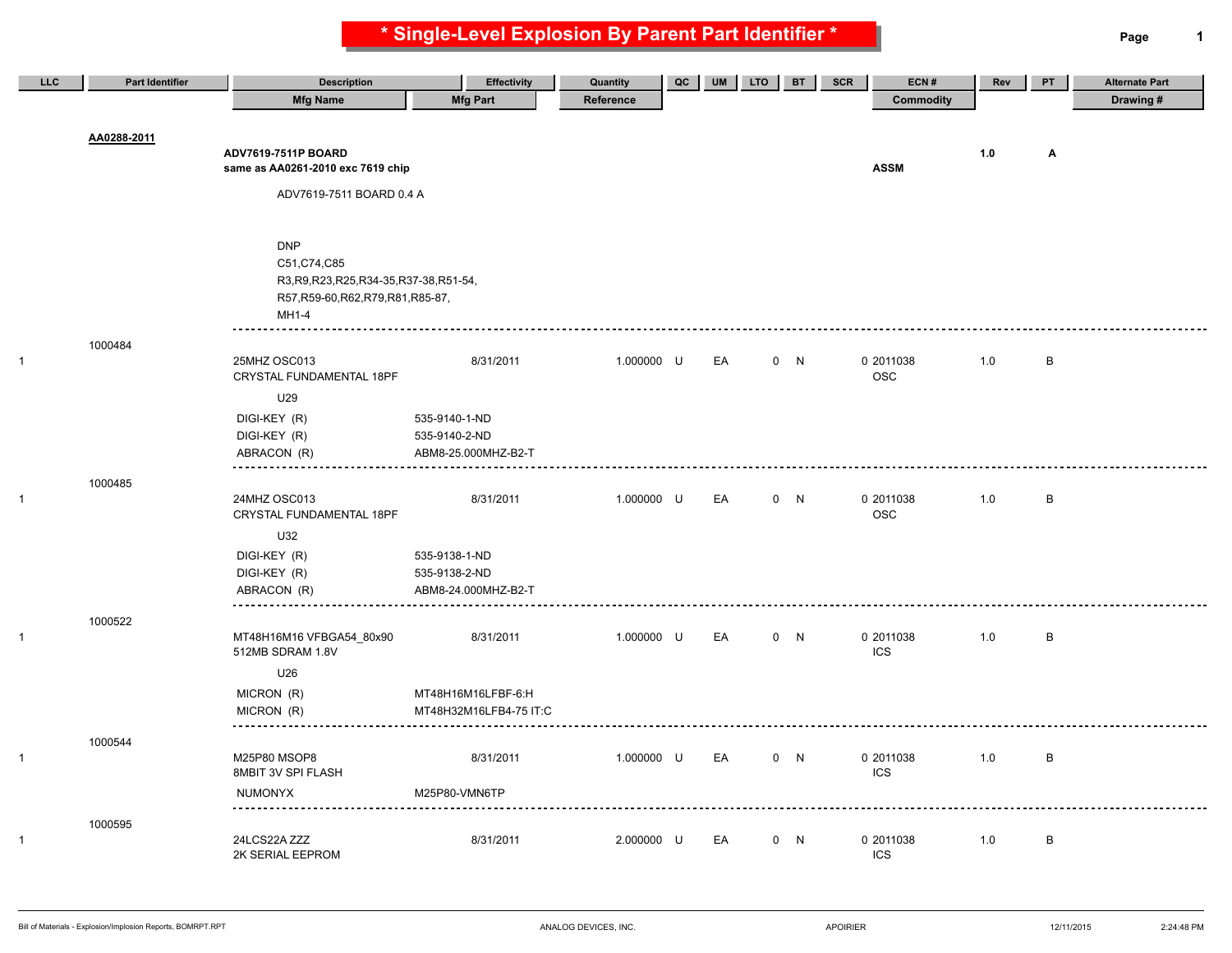# * Single-Level Explosion By Parent Part Identifier *

| LLC | Part Identifier | Description / Mfg Name | Effectivity / Mfg Part | Quantity / Reference | QC | UM | LTO | BT | SCR | ECN # / Commodity | Rev | PT | Alternate Part / Drawing # |
|---|---|---|---|---|---|---|---|---|---|---|---|---|---|
| | **AA0288-2011** | **ADV7619-7511P BOARD**<br>**same as AA0261-2010 exc 7619 chip**<br>ADV7619-7511 BOARD 0.4 A<br><br>DNP<br>C51,C74,C85<br>R3,R9,R23,R25,R34-35,R37-38,R51-54,<br>R57,R59-60,R62,R79,R81,R85-87,<br>MH1-4 | | | | | | | | **ASSM** | **1.0** | **A** | |
| 1 | 1000484 | 25MHZ OSC013<br>CRYSTAL FUNDAMENTAL 18PF<br>U29<br>DIGI-KEY (R)<br>DIGI-KEY (R)<br>ABRACON (R) | 8/31/2011<br><br><br>535-9140-1-ND<br>535-9140-2-ND<br>ABM8-25.000MHZ-B2-T | 1.000000 | U | EA | 0 | N | | 0 2011038<br>OSC | 1.0 | B | |
| 1 | 1000485 | 24MHZ OSC013<br>CRYSTAL FUNDAMENTAL 18PF<br>U32<br>DIGI-KEY (R)<br>DIGI-KEY (R)<br>ABRACON (R) | 8/31/2011<br><br><br>535-9138-1-ND<br>535-9138-2-ND<br>ABM8-24.000MHZ-B2-T | 1.000000 | U | EA | 0 | N | | 0 2011038<br>OSC | 1.0 | B | |
| 1 | 1000522 | MT48H16M16 VFBGA54_80x90<br>512MB SDRAM 1.8V<br>U26<br>MICRON (R)<br>MICRON (R) | 8/31/2011<br><br><br>MT48H16M16LFBF-6:H<br>MT48H32M16LFB4-75 IT:C | 1.000000 | U | EA | 0 | N | | 0 2011038<br>ICS | 1.0 | B | |
| 1 | 1000544 | M25P80 MSOP8<br>8MBIT 3V SPI FLASH<br>NUMONYX | 8/31/2011<br><br>M25P80-VMN6TP | 1.000000 | U | EA | 0 | N | | 0 2011038<br>ICS | 1.0 | B | |
| 1 | 1000595 | 24LCS22A ZZZ<br>2K SERIAL EEPROM | 8/31/2011 | 2.000000 | U | EA | 0 | N | | 0 2011038<br>ICS | 1.0 | B | |

Bill of Materials - Explosion/Implosion Reports, BOMRPT.RPT  ANALOG DEVICES, INC.  APOIRIER  12/11/2015  2:24:48 PM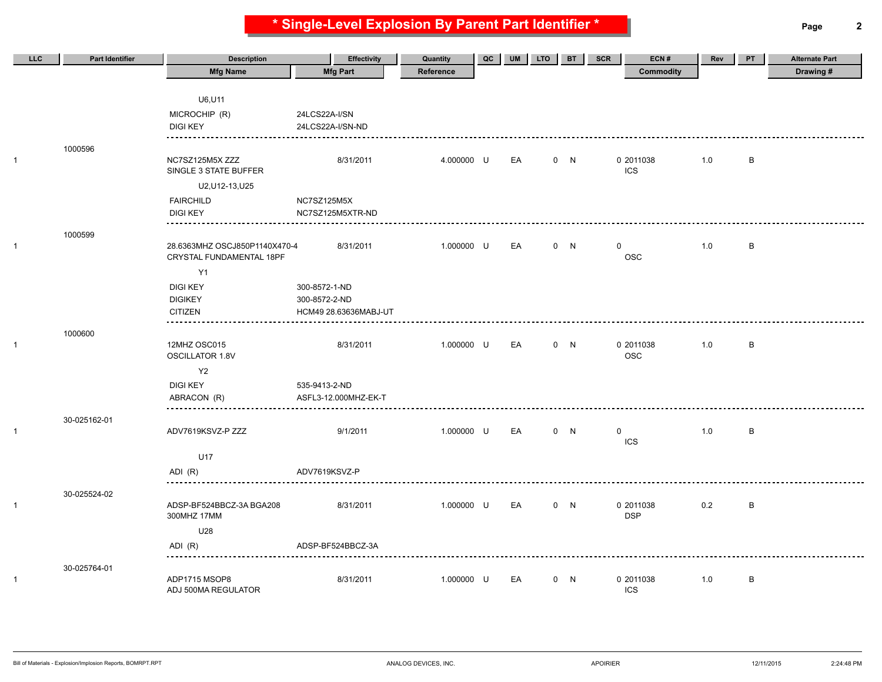# * Single-Level Explosion By Parent Part Identifier *

| LLC | Part Identifier | Description / Mfg Name | Effectivity / Mfg Part | Quantity / Reference | QC | UM | LTO | BT | SCR | ECN # / Commodity | Rev | PT | Alternate Part / Drawing # |
|---|---|---|---|---|---|---|---|---|---|---|---|---|---|
| | | U6,U11 | | | | | | | | | | | |
| | | MICROCHIP (R) | 24LCS22A-I/SN | | | | | | | | | | |
| | | DIGI KEY | 24LCS22A-I/SN-ND | | | | | | | | | | |
| 1 | 1000596 | NC7SZ125M5X ZZZ SINGLE 3 STATE BUFFER | 8/31/2011 | 4.000000 | U | EA | 0 | N | | 0 2011038 ICS | 1.0 | B | |
| | | U2,U12-13,U25 | | | | | | | | | | | |
| | | FAIRCHILD | NC7SZ125M5X | | | | | | | | | | |
| | | DIGI KEY | NC7SZ125M5XTR-ND | | | | | | | | | | |
| 1 | 1000599 | 28.6363MHZ OSCJ850P1140X470-4 CRYSTAL FUNDAMENTAL 18PF | 8/31/2011 | 1.000000 | U | EA | 0 | N | | 0 OSC | 1.0 | B | |
| | | Y1 | | | | | | | | | | | |
| | | DIGI KEY | 300-8572-1-ND | | | | | | | | | | |
| | | DIGIKEY | 300-8572-2-ND | | | | | | | | | | |
| | | CITIZEN | HCM49 28.63636MABJ-UT | | | | | | | | | | |
| 1 | 1000600 | 12MHZ OSC015 OSCILLATOR 1.8V | 8/31/2011 | 1.000000 | U | EA | 0 | N | | 0 2011038 OSC | 1.0 | B | |
| | | Y2 | | | | | | | | | | | |
| | | DIGI KEY | 535-9413-2-ND | | | | | | | | | | |
| | | ABRACON (R) | ASFL3-12.000MHZ-EK-T | | | | | | | | | | |
| 1 | 30-025162-01 | ADV7619KSVZ-P ZZZ | 9/1/2011 | 1.000000 | U | EA | 0 | N | | 0 ICS | 1.0 | B | |
| | | U17 | | | | | | | | | | | |
| | | ADI (R) | ADV7619KSVZ-P | | | | | | | | | | |
| 1 | 30-025524-02 | ADSP-BF524BBCZ-3A BGA208 300MHZ 17MM | 8/31/2011 | 1.000000 | U | EA | 0 | N | | 0 2011038 DSP | 0.2 | B | |
| | | U28 | | | | | | | | | | | |
| | | ADI (R) | ADSP-BF524BBCZ-3A | | | | | | | | | | |
| 1 | 30-025764-01 | ADP1715 MSOP8 ADJ 500MA REGULATOR | 8/31/2011 | 1.000000 | U | EA | 0 | N | | 0 2011038 ICS | 1.0 | B | |

Bill of Materials - Explosion/Implosion Reports, BOMRPT.RPT — ANALOG DEVICES, INC. — APOIRIER — 12/11/2015 2:24:48 PM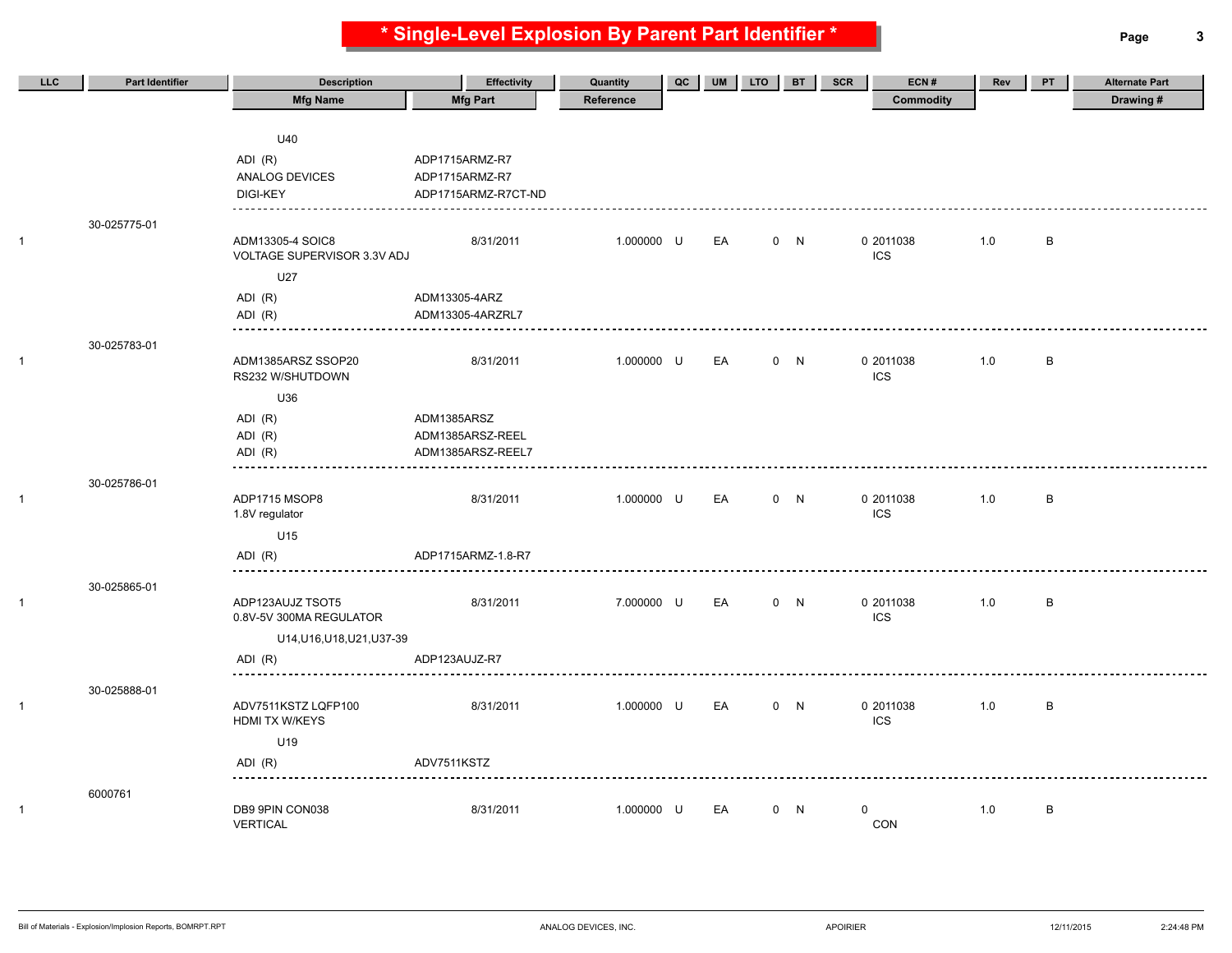# * Single-Level Explosion By Parent Part Identifier *

| LLC | Part Identifier | Description / Mfg Name | Effectivity / Mfg Part | Quantity / Reference | QC | UM | LTO | BT | SCR | ECN # / Commodity | Rev | PT | Alternate Part / Drawing # |
|---|---|---|---|---|---|---|---|---|---|---|---|---|---|
| | | U40 | | | | | | | | | | | |
| | | ADI (R) | ADP1715ARMZ-R7 | | | | | | | | | | |
| | | ANALOG DEVICES | ADP1715ARMZ-R7 | | | | | | | | | | |
| | | DIGI-KEY | ADP1715ARMZ-R7CT-ND | | | | | | | | | | |
| | 30-025775-01 | | | | | | | | | | | | |
| 1 | | ADM13305-4 SOIC8 VOLTAGE SUPERVISOR 3.3V ADJ | 8/31/2011 | 1.000000 | U | EA | 0 | N | | 0 2011038 ICS | 1.0 | B | |
| | | U27 | | | | | | | | | | | |
| | | ADI (R) | ADM13305-4ARZ | | | | | | | | | | |
| | | ADI (R) | ADM13305-4ARZRL7 | | | | | | | | | | |
| | 30-025783-01 | | | | | | | | | | | | |
| 1 | | ADM1385ARSZ SSOP20 RS232 W/SHUTDOWN | 8/31/2011 | 1.000000 | U | EA | 0 | N | | 0 2011038 ICS | 1.0 | B | |
| | | U36 | | | | | | | | | | | |
| | | ADI (R) | ADM1385ARSZ | | | | | | | | | | |
| | | ADI (R) | ADM1385ARSZ-REEL | | | | | | | | | | |
| | | ADI (R) | ADM1385ARSZ-REEL7 | | | | | | | | | | |
| | 30-025786-01 | | | | | | | | | | | | |
| 1 | | ADP1715 MSOP8 1.8V regulator | 8/31/2011 | 1.000000 | U | EA | 0 | N | | 0 2011038 ICS | 1.0 | B | |
| | | U15 | | | | | | | | | | | |
| | | ADI (R) | ADP1715ARMZ-1.8-R7 | | | | | | | | | | |
| | 30-025865-01 | | | | | | | | | | | | |
| 1 | | ADP123AUJZ TSOT5 0.8V-5V 300MA REGULATOR | 8/31/2011 | 7.000000 | U | EA | 0 | N | | 0 2011038 ICS | 1.0 | B | |
| | | U14,U16,U18,U21,U37-39 | | | | | | | | | | | |
| | | ADI (R) | ADP123AUJZ-R7 | | | | | | | | | | |
| | 30-025888-01 | | | | | | | | | | | | |
| 1 | | ADV7511KSTZ LQFP100 HDMI TX W/KEYS | 8/31/2011 | 1.000000 | U | EA | 0 | N | | 0 2011038 ICS | 1.0 | B | |
| | | U19 | | | | | | | | | | | |
| | | ADI (R) | ADV7511KSTZ | | | | | | | | | | |
| | 6000761 | | | | | | | | | | | | |
| 1 | | DB9 9PIN CON038 VERTICAL | 8/31/2011 | 1.000000 | U | EA | 0 | N | | 0 CON | 1.0 | B | |

Bill of Materials - Explosion/Implosion Reports, BOMRPT.RPT ANALOG DEVICES, INC. APOIRIER 12/11/2015 2:24:48 PM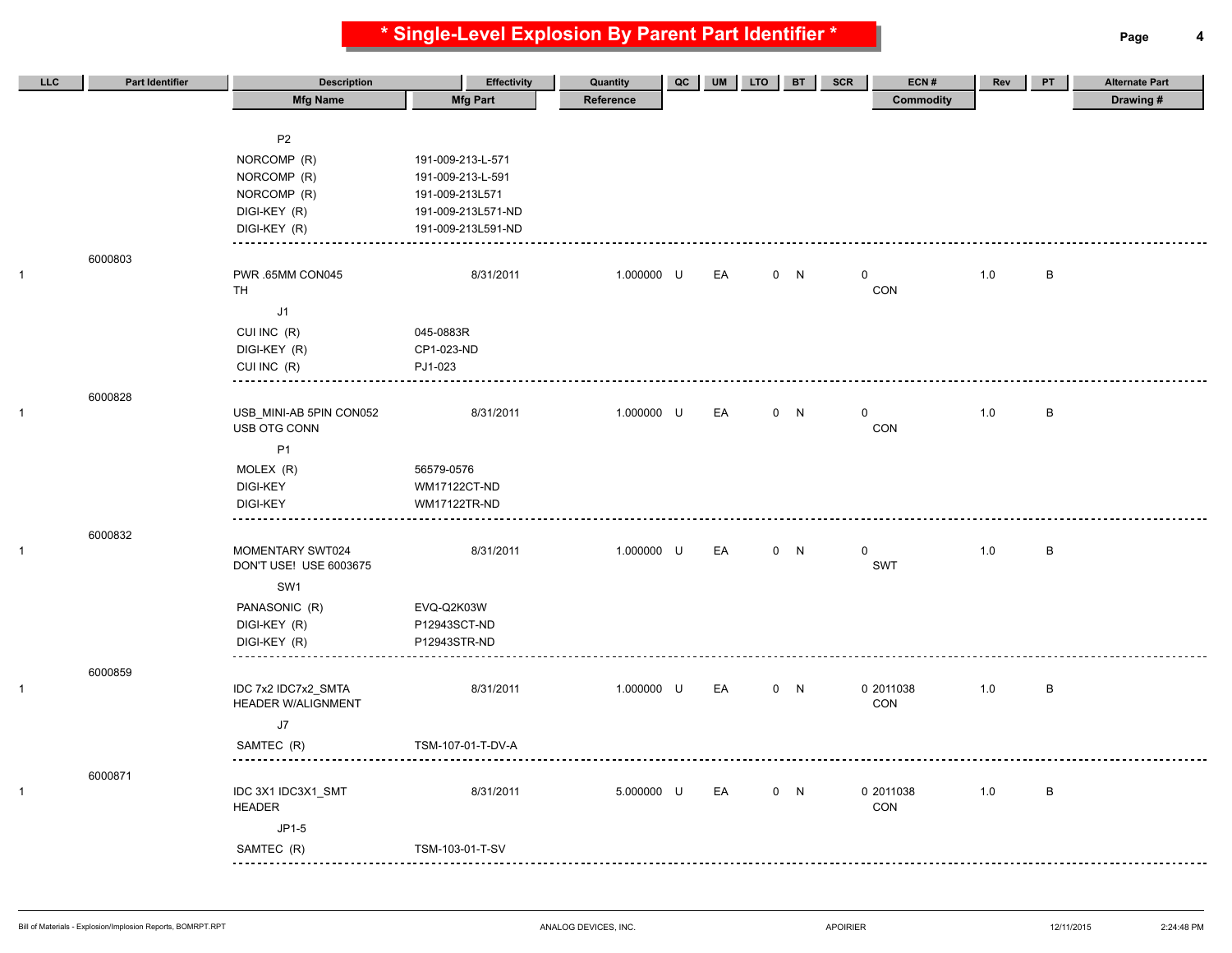# * Single-Level Explosion By Parent Part Identifier *

| LLC | Part Identifier | Description / Mfg Name | Effectivity / Mfg Part | Quantity / Reference | QC | UM | LTO | BT | SCR | ECN # / Commodity | Rev | PT | Alternate Part / Drawing # |
|---|---|---|---|---|---|---|---|---|---|---|---|---|---|
| | | P2 | | | | | | | | | | | |
| | | NORCOMP (R) | 191-009-213-L-571 | | | | | | | | | | |
| | | NORCOMP (R) | 191-009-213-L-591 | | | | | | | | | | |
| | | NORCOMP (R) | 191-009-213L571 | | | | | | | | | | |
| | | DIGI-KEY (R) | 191-009-213L571-ND | | | | | | | | | | |
| | | DIGI-KEY (R) | 191-009-213L591-ND | | | | | | | | | | |
| 1 | 6000803 | PWR .65MM CON045 TH | 8/31/2011 | 1.000000 | U | EA | 0 | N | 0 | CON | 1.0 | B | |
| | | J1 | | | | | | | | | | | |
| | | CUI INC (R) | 045-0883R | | | | | | | | | | |
| | | DIGI-KEY (R) | CP1-023-ND | | | | | | | | | | |
| | | CUI INC (R) | PJ1-023 | | | | | | | | | | |
| 1 | 6000828 | USB_MINI-AB 5PIN CON052 USB OTG CONN | 8/31/2011 | 1.000000 | U | EA | 0 | N | 0 | CON | 1.0 | B | |
| | | P1 | | | | | | | | | | | |
| | | MOLEX (R) | 56579-0576 | | | | | | | | | | |
| | | DIGI-KEY | WM17122CT-ND | | | | | | | | | | |
| | | DIGI-KEY | WM17122TR-ND | | | | | | | | | | |
| 1 | 6000832 | MOMENTARY SWT024 DON'T USE! USE 6003675 | 8/31/2011 | 1.000000 | U | EA | 0 | N | 0 | SWT | 1.0 | B | |
| | | SW1 | | | | | | | | | | | |
| | | PANASONIC (R) | EVQ-Q2K03W | | | | | | | | | | |
| | | DIGI-KEY (R) | P12943SCT-ND | | | | | | | | | | |
| | | DIGI-KEY (R) | P12943STR-ND | | | | | | | | | | |
| 1 | 6000859 | IDC 7x2 IDC7x2_SMTA HEADER W/ALIGNMENT | 8/31/2011 | 1.000000 | U | EA | 0 | N | 0 | 2011038 CON | 1.0 | B | |
| | | J7 | | | | | | | | | | | |
| | | SAMTEC (R) | TSM-107-01-T-DV-A | | | | | | | | | | |
| 1 | 6000871 | IDC 3X1 IDC3X1_SMT HEADER | 8/31/2011 | 5.000000 | U | EA | 0 | N | 0 | 2011038 CON | 1.0 | B | |
| | | JP1-5 | | | | | | | | | | | |
| | | SAMTEC (R) | TSM-103-01-T-SV | | | | | | | | | | |

Bill of Materials - Explosion/Implosion Reports, BOMRPT.RPT — ANALOG DEVICES, INC. — APOIRIER — 12/11/2015 — 2:24:48 PM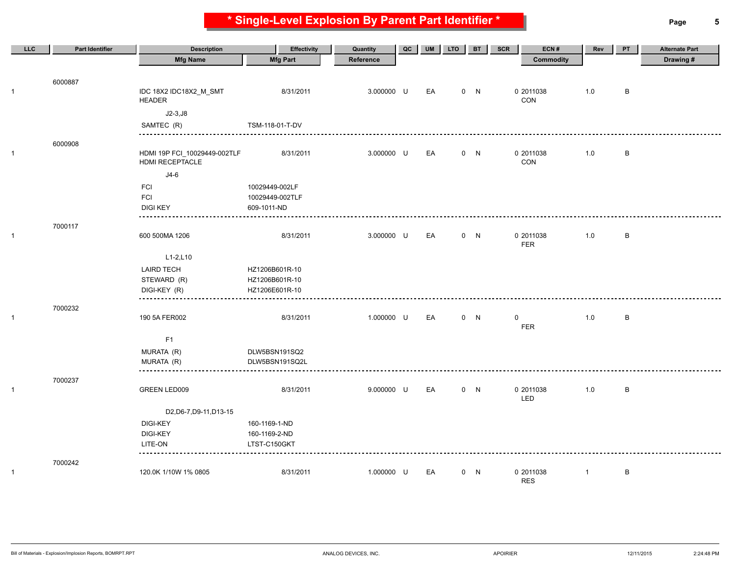# * Single-Level Explosion By Parent Part Identifier *

| LLC | Part Identifier | Description / Mfg Name | Effectivity / Mfg Part | Quantity / Reference | QC | UM | LTO | BT | SCR | ECN # / Commodity | Rev | PT | Alternate Part / Drawing # |
|---|---|---|---|---|---|---|---|---|---|---|---|---|---|
| | 6000887 | | | | | | | | | | | | |
| 1 | | IDC 18X2 IDC18X2_M_SMT HEADER | 8/31/2011 | 3.000000 | U | EA | 0 | N | | 0 2011038 CON | 1.0 | B | |
| | | J2-3,J8 | | | | | | | | | | | |
| | | SAMTEC (R) | TSM-118-01-T-DV | | | | | | | | | | |
| | 6000908 | | | | | | | | | | | | |
| 1 | | HDMI 19P FCI_10029449-002TLF HDMI RECEPTACLE | 8/31/2011 | 3.000000 | U | EA | 0 | N | | 0 2011038 CON | 1.0 | B | |
| | | J4-6 | | | | | | | | | | | |
| | | FCI | 10029449-002LF | | | | | | | | | | |
| | | FCI | 10029449-002TLF | | | | | | | | | | |
| | | DIGI KEY | 609-1011-ND | | | | | | | | | | |
| | 7000117 | | | | | | | | | | | | |
| 1 | | 600 500MA 1206 | 8/31/2011 | 3.000000 | U | EA | 0 | N | | 0 2011038 FER | 1.0 | B | |
| | | L1-2,L10 | | | | | | | | | | | |
| | | LAIRD TECH | HZ1206B601R-10 | | | | | | | | | | |
| | | STEWARD (R) | HZ1206B601R-10 | | | | | | | | | | |
| | | DIGI-KEY (R) | HZ1206E601R-10 | | | | | | | | | | |
| | 7000232 | | | | | | | | | | | | |
| 1 | | 190 5A FER002 | 8/31/2011 | 1.000000 | U | EA | 0 | N | | 0 FER | 1.0 | B | |
| | | F1 | | | | | | | | | | | |
| | | MURATA (R) | DLW5BSN191SQ2 | | | | | | | | | | |
| | | MURATA (R) | DLW5BSN191SQ2L | | | | | | | | | | |
| | 7000237 | | | | | | | | | | | | |
| 1 | | GREEN LED009 | 8/31/2011 | 9.000000 | U | EA | 0 | N | | 0 2011038 LED | 1.0 | B | |
| | | D2,D6-7,D9-11,D13-15 | | | | | | | | | | | |
| | | DIGI-KEY | 160-1169-1-ND | | | | | | | | | | |
| | | DIGI-KEY | 160-1169-2-ND | | | | | | | | | | |
| | | LITE-ON | LTST-C150GKT | | | | | | | | | | |
| | 7000242 | | | | | | | | | | | | |
| 1 | | 120.0K 1/10W 1% 0805 | 8/31/2011 | 1.000000 | U | EA | 0 | N | | 0 2011038 RES | 1 | B | |

Bill of Materials - Explosion/Implosion Reports, BOMRPT.RPT ANALOG DEVICES, INC. APOIRIER 12/11/2015 2:24:48 PM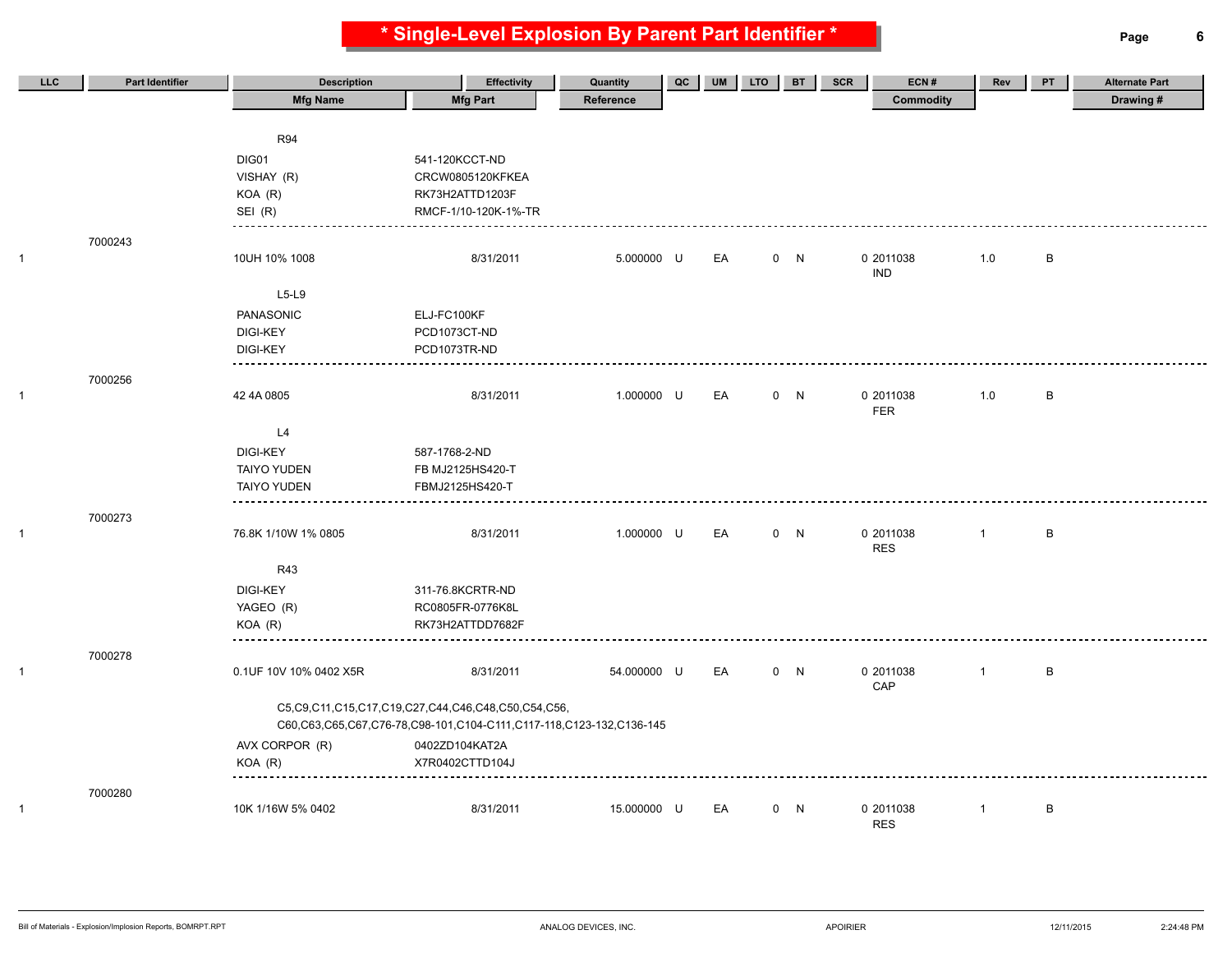# * Single-Level Explosion By Parent Part Identifier *

| LLC | Part Identifier | Description | Effectivity | Quantity | QC | UM | LTO | BT | SCR | ECN # | Rev | PT | Alternate Part |
|---|---|---|---|---|---|---|---|---|---|---|---|---|---|
| | | Mfg Name | Mfg Part | Reference | | | | | | Commodity | | | Drawing # |
| | | R94 | | | | | | | | | | | |
| | | DIG01 | 541-120KCCT-ND | | | | | | | | | | |
| | | VISHAY (R) | CRCW0805120KFKEA | | | | | | | | | | |
| | | KOA (R) | RK73H2ATTD1203F | | | | | | | | | | |
| | | SEI (R) | RMCF-1/10-120K-1%-TR | | | | | | | | | | |
| | 7000243 | | | | | | | | | | | | |
| 1 | | 10UH 10% 1008 | 8/31/2011 | 5.000000 | U | EA | 0 | N | | 0 2011038 IND | 1.0 | B | |
| | | L5-L9 | | | | | | | | | | | |
| | | PANASONIC | ELJ-FC100KF | | | | | | | | | | |
| | | DIGI-KEY | PCD1073CT-ND | | | | | | | | | | |
| | | DIGI-KEY | PCD1073TR-ND | | | | | | | | | | |
| | 7000256 | | | | | | | | | | | | |
| 1 | | 42 4A 0805 | 8/31/2011 | 1.000000 | U | EA | 0 | N | | 0 2011038 FER | 1.0 | B | |
| | | L4 | | | | | | | | | | | |
| | | DIGI-KEY | 587-1768-2-ND | | | | | | | | | | |
| | | TAIYO YUDEN | FB MJ2125HS420-T | | | | | | | | | | |
| | | TAIYO YUDEN | FBMJ2125HS420-T | | | | | | | | | | |
| | 7000273 | | | | | | | | | | | | |
| 1 | | 76.8K 1/10W 1% 0805 | 8/31/2011 | 1.000000 | U | EA | 0 | N | | 0 2011038 RES | 1 | B | |
| | | R43 | | | | | | | | | | | |
| | | DIGI-KEY | 311-76.8KCRTR-ND | | | | | | | | | | |
| | | YAGEO (R) | RC0805FR-0776K8L | | | | | | | | | | |
| | | KOA (R) | RK73H2ATTDD7682F | | | | | | | | | | |
| | 7000278 | | | | | | | | | | | | |
| 1 | | 0.1UF 10V 10% 0402 X5R | 8/31/2011 | 54.000000 | U | EA | 0 | N | | 0 2011038 CAP | 1 | B | |
| | | C5,C9,C11,C15,C17,C19,C27,C44,C46,C48,C50,C54,C56, C60,C63,C65,C67,C76-78,C98-101,C104-C111,C117-118,C123-132,C136-145 | | | | | | | | | | | |
| | | AVX CORPOR (R) | 0402ZD104KAT2A | | | | | | | | | | |
| | | KOA (R) | X7R0402CTTD104J | | | | | | | | | | |
| | 7000280 | | | | | | | | | | | | |
| 1 | | 10K 1/16W 5% 0402 | 8/31/2011 | 15.000000 | U | EA | 0 | N | | 0 2011038 RES | 1 | B | |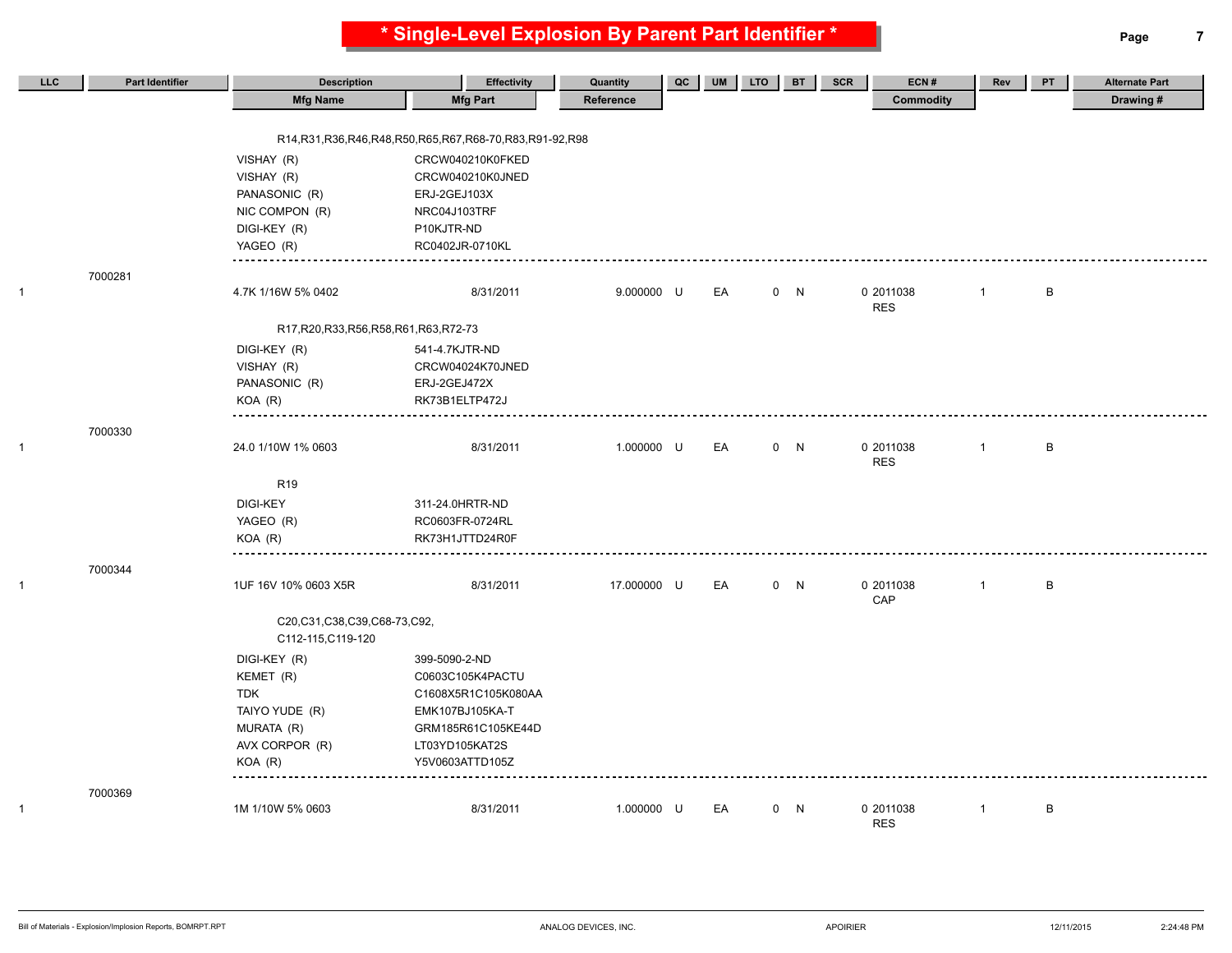# * Single-Level Explosion By Parent Part Identifier *

| LLC | Part Identifier | Description / Mfg Name | Effectivity / Mfg Part | Quantity / Reference | QC | UM | LTO | BT | SCR | ECN # / Commodity | Rev | PT | Alternate Part / Drawing # |
|---|---|---|---|---|---|---|---|---|---|---|---|---|---|
| | | R14,R31,R36,R46,R48,R50,R65,R67,R68-70,R83,R91-92,R98 | | | | | | | | | | | |
| | | VISHAY (R) | CRCW040210K0FKED | | | | | | | | | | |
| | | VISHAY (R) | CRCW040210K0JNED | | | | | | | | | | |
| | | PANASONIC (R) | ERJ-2GEJ103X | | | | | | | | | | |
| | | NIC COMPON (R) | NRC04J103TRF | | | | | | | | | | |
| | | DIGI-KEY (R) | P10KJTR-ND | | | | | | | | | | |
| | | YAGEO (R) | RC0402JR-0710KL | | | | | | | | | | |
| 1 | 7000281 | 4.7K 1/16W 5% 0402 | 8/31/2011 | 9.000000 | U | EA | 0 | N | | 0 2011038 RES | 1 | B | |
| | | R17,R20,R33,R56,R58,R61,R63,R72-73 | | | | | | | | | | | |
| | | DIGI-KEY (R) | 541-4.7KJTR-ND | | | | | | | | | | |
| | | VISHAY (R) | CRCW04024K70JNED | | | | | | | | | | |
| | | PANASONIC (R) | ERJ-2GEJ472X | | | | | | | | | | |
| | | KOA (R) | RK73B1ELTP472J | | | | | | | | | | |
| 1 | 7000330 | 24.0 1/10W 1% 0603 | 8/31/2011 | 1.000000 | U | EA | 0 | N | | 0 2011038 RES | 1 | B | |
| | | R19 | | | | | | | | | | | |
| | | DIGI-KEY | 311-24.0HRTR-ND | | | | | | | | | | |
| | | YAGEO (R) | RC0603FR-0724RL | | | | | | | | | | |
| | | KOA (R) | RK73H1JTTD24R0F | | | | | | | | | | |
| 1 | 7000344 | 1UF 16V 10% 0603 X5R | 8/31/2011 | 17.000000 | U | EA | 0 | N | | 0 2011038 CAP | 1 | B | |
| | | C20,C31,C38,C39,C68-73,C92, C112-115,C119-120 | | | | | | | | | | | |
| | | DIGI-KEY (R) | 399-5090-2-ND | | | | | | | | | | |
| | | KEMET (R) | C0603C105K4PACTU | | | | | | | | | | |
| | | TDK | C1608X5R1C105K080AA | | | | | | | | | | |
| | | TAIYO YUDE (R) | EMK107BJ105KA-T | | | | | | | | | | |
| | | MURATA (R) | GRM185R61C105KE44D | | | | | | | | | | |
| | | AVX CORPOR (R) | LT03YD105KAT2S | | | | | | | | | | |
| | | KOA (R) | Y5V0603ATTD105Z | | | | | | | | | | |
| 1 | 7000369 | 1M 1/10W 5% 0603 | 8/31/2011 | 1.000000 | U | EA | 0 | N | | 0 2011038 RES | 1 | B | |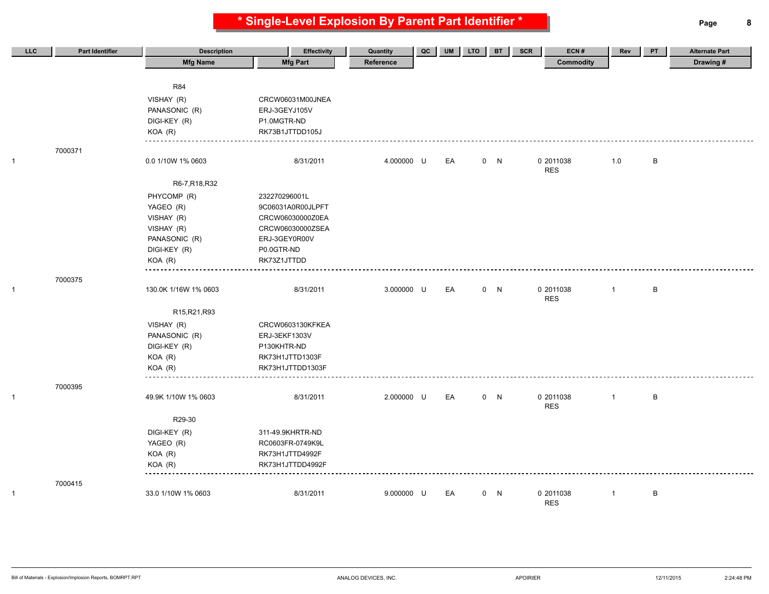# * Single-Level Explosion By Parent Part Identifier *

| LLC | Part Identifier | Description | Effectivity | Quantity | QC | UM | LTO | BT | SCR | ECN # | Rev | PT | Alternate Part |
|---|---|---|---|---|---|---|---|---|---|---|---|---|---|
| | | Mfg Name | Mfg Part | Reference | | | | | | Commodity | | | Drawing # |
| | | R84 | | | | | | | | | | | |
| | | VISHAY (R) | CRCW06031M00JNEA | | | | | | | | | | |
| | | PANASONIC (R) | ERJ-3GEYJ105V | | | | | | | | | | |
| | | DIGI-KEY (R) | P1.0MGTR-ND | | | | | | | | | | |
| | | KOA (R) | RK73B1JTTDD105J | | | | | | | | | | |
| | 7000371 | | | | | | | | | | | | |
| 1 | | 0.0 1/10W 1% 0603 | 8/31/2011 | 4.000000 | U | EA | 0 | N | | 0 2011038 | 1.0 | B | |
| | | | | | | | | | | RES | | | |
| | | R6-7,R18,R32 | | | | | | | | | | | |
| | | PHYCOMP (R) | 232270296001L | | | | | | | | | | |
| | | YAGEO (R) | 9C06031A0R00JLPFT | | | | | | | | | | |
| | | VISHAY (R) | CRCW06030000Z0EA | | | | | | | | | | |
| | | VISHAY (R) | CRCW06030000ZSEA | | | | | | | | | | |
| | | PANASONIC (R) | ERJ-3GEY0R00V | | | | | | | | | | |
| | | DIGI-KEY (R) | P0.0GTR-ND | | | | | | | | | | |
| | | KOA (R) | RK73Z1JTTDD | | | | | | | | | | |
| | 7000375 | | | | | | | | | | | | |
| 1 | | 130.0K 1/16W 1% 0603 | 8/31/2011 | 3.000000 | U | EA | 0 | N | | 0 2011038 | 1 | B | |
| | | | | | | | | | | RES | | | |
| | | R15,R21,R93 | | | | | | | | | | | |
| | | VISHAY (R) | CRCW0603130KFKEA | | | | | | | | | | |
| | | PANASONIC (R) | ERJ-3EKF1303V | | | | | | | | | | |
| | | DIGI-KEY (R) | P130KHTR-ND | | | | | | | | | | |
| | | KOA (R) | RK73H1JTTD1303F | | | | | | | | | | |
| | | KOA (R) | RK73H1JTTDD1303F | | | | | | | | | | |
| | 7000395 | | | | | | | | | | | | |
| 1 | | 49.9K 1/10W 1% 0603 | 8/31/2011 | 2.000000 | U | EA | 0 | N | | 0 2011038 | 1 | B | |
| | | | | | | | | | | RES | | | |
| | | R29-30 | | | | | | | | | | | |
| | | DIGI-KEY (R) | 311-49.9KHRTR-ND | | | | | | | | | | |
| | | YAGEO (R) | RC0603FR-0749K9L | | | | | | | | | | |
| | | KOA (R) | RK73H1JTTD4992F | | | | | | | | | | |
| | | KOA (R) | RK73H1JTTDD4992F | | | | | | | | | | |
| | 7000415 | | | | | | | | | | | | |
| 1 | | 33.0 1/10W 1% 0603 | 8/31/2011 | 9.000000 | U | EA | 0 | N | | 0 2011038 | 1 | B | |
| | | | | | | | | | | RES | | | |

Bill of Materials - Explosion/Implosion Reports, BOMRPT.RPT — ANALOG DEVICES, INC. — APOIRIER — 12/11/2015 — 2:24:48 PM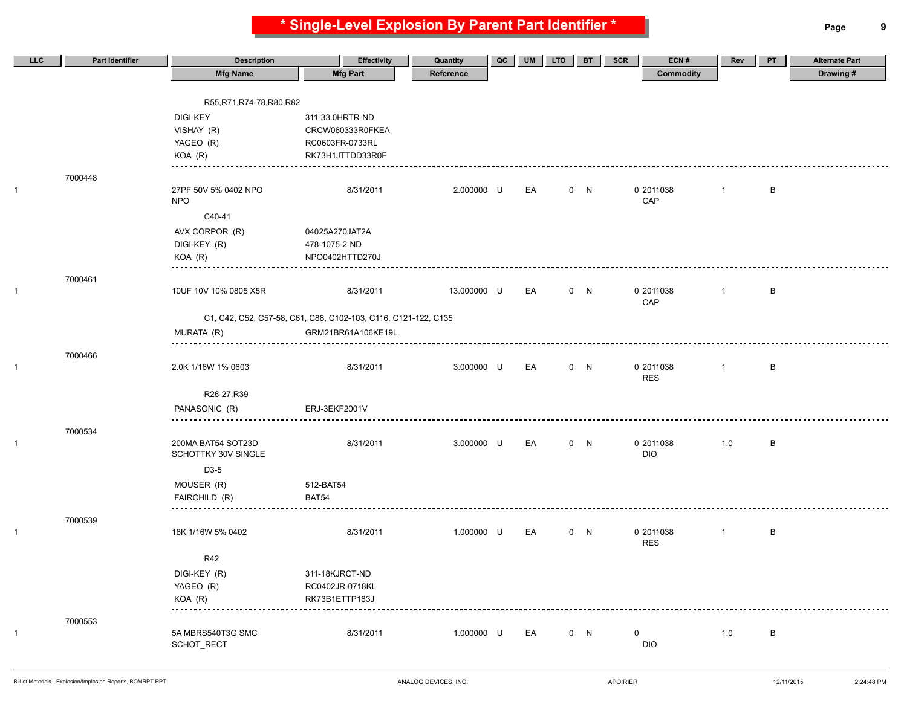# * Single-Level Explosion By Parent Part Identifier *

| LLC | Part Identifier | Description / Mfg Name | Effectivity / Mfg Part | Quantity / Reference | QC | UM | LTO | BT | SCR | ECN # / Commodity | Rev | PT | Alternate Part / Drawing # |
|---|---|---|---|---|---|---|---|---|---|---|---|---|---|
| | | R55,R71,R74-78,R80,R82 | | | | | | | | | | | |
| | | DIGI-KEY | 311-33.0HRTR-ND | | | | | | | | | | |
| | | VISHAY (R) | CRCW060333R0FKEA | | | | | | | | | | |
| | | YAGEO (R) | RC0603FR-0733RL | | | | | | | | | | |
| | | KOA (R) | RK73H1JTTDD33R0F | | | | | | | | | | |
| 1 | 7000448 | 27PF 50V 5% 0402 NPO NPO | 8/31/2011 | 2.000000 | U | EA | 0 | N | 0 | 2011038 CAP | 1 | B | |
| | | C40-41 | | | | | | | | | | | |
| | | AVX CORPOR (R) | 04025A270JAT2A | | | | | | | | | | |
| | | DIGI-KEY (R) | 478-1075-2-ND | | | | | | | | | | |
| | | KOA (R) | NPO0402HTTD270J | | | | | | | | | | |
| 1 | 7000461 | 10UF 10V 10% 0805 X5R | 8/31/2011 | 13.000000 | U | EA | 0 | N | 0 | 2011038 CAP | 1 | B | |
| | | C1, C42, C52, C57-58, C61, C88, C102-103, C116, C121-122, C135 | | | | | | | | | | | |
| | | MURATA (R) | GRM21BR61A106KE19L | | | | | | | | | | |
| 1 | 7000466 | 2.0K 1/16W 1% 0603 | 8/31/2011 | 3.000000 | U | EA | 0 | N | 0 | 2011038 RES | 1 | B | |
| | | R26-27,R39 | | | | | | | | | | | |
| | | PANASONIC (R) | ERJ-3EKF2001V | | | | | | | | | | |
| 1 | 7000534 | 200MA BAT54 SOT23D SCHOTTKY 30V SINGLE | 8/31/2011 | 3.000000 | U | EA | 0 | N | 0 | 2011038 DIO | 1.0 | B | |
| | | D3-5 | | | | | | | | | | | |
| | | MOUSER (R) | 512-BAT54 | | | | | | | | | | |
| | | FAIRCHILD (R) | BAT54 | | | | | | | | | | |
| 1 | 7000539 | 18K 1/16W 5% 0402 | 8/31/2011 | 1.000000 | U | EA | 0 | N | 0 | 2011038 RES | 1 | B | |
| | | R42 | | | | | | | | | | | |
| | | DIGI-KEY (R) | 311-18KJRCT-ND | | | | | | | | | | |
| | | YAGEO (R) | RC0402JR-0718KL | | | | | | | | | | |
| | | KOA (R) | RK73B1ETTP183J | | | | | | | | | | |
| 1 | 7000553 | 5A MBRS540T3G SMC SCHOT_RECT | 8/31/2011 | 1.000000 | U | EA | 0 | N | 0 | DIO | 1.0 | B | |

Bill of Materials - Explosion/Implosion Reports, BOMRPT.RPT — ANALOG DEVICES, INC. — APOIRIER — 12/11/2015 — 2:24:48 PM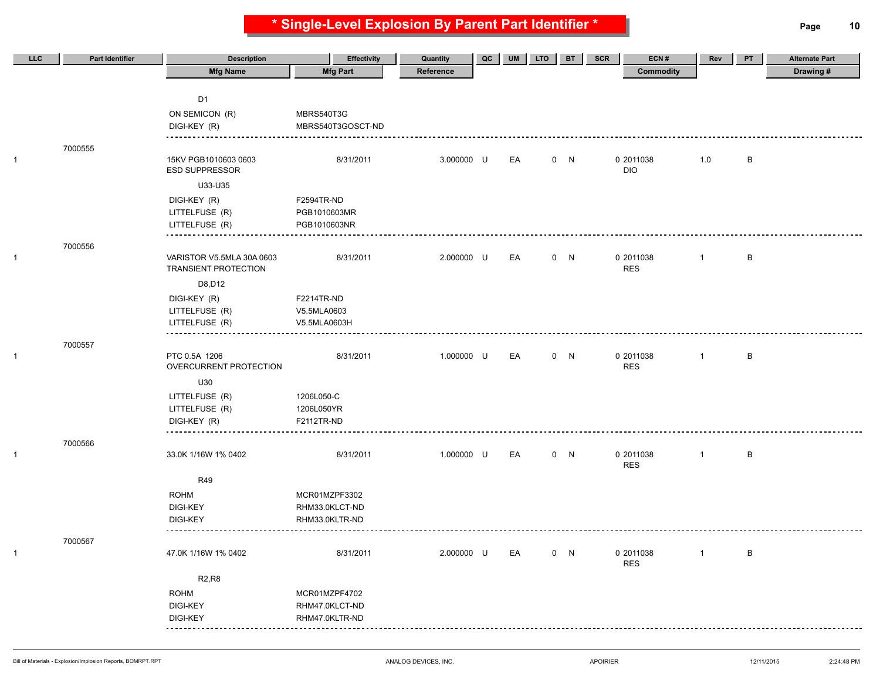# * Single-Level Explosion By Parent Part Identifier *

| LLC | Part Identifier | Description / Mfg Name | Effectivity / Mfg Part | Quantity / Reference | QC | UM | LTO | BT | SCR | ECN # / Commodity | Rev | PT | Alternate Part / Drawing # |
|---|---|---|---|---|---|---|---|---|---|---|---|---|---|
| | | D1 | | | | | | | | | | | |
| | | ON SEMICON (R) | MBRS540T3G | | | | | | | | | | |
| | | DIGI-KEY (R) | MBRS540T3GOSCT-ND | | | | | | | | | | |
| | 7000555 | | | | | | | | | | | | |
| 1 | | 15KV PGB1010603 0603 ESD SUPPRESSOR | 8/31/2011 | 3.000000 | U | EA | 0 | N | 0 | 2011038 DIO | 1.0 | B | |
| | | U33-U35 | | | | | | | | | | | |
| | | DIGI-KEY (R) | F2594TR-ND | | | | | | | | | | |
| | | LITTELFUSE (R) | PGB1010603MR | | | | | | | | | | |
| | | LITTELFUSE (R) | PGB1010603NR | | | | | | | | | | |
| | 7000556 | | | | | | | | | | | | |
| 1 | | VARISTOR V5.5MLA 30A 0603 TRANSIENT PROTECTION | 8/31/2011 | 2.000000 | U | EA | 0 | N | 0 | 2011038 RES | 1 | B | |
| | | D8,D12 | | | | | | | | | | | |
| | | DIGI-KEY (R) | F2214TR-ND | | | | | | | | | | |
| | | LITTELFUSE (R) | V5.5MLA0603 | | | | | | | | | | |
| | | LITTELFUSE (R) | V5.5MLA0603H | | | | | | | | | | |
| | 7000557 | | | | | | | | | | | | |
| 1 | | PTC 0.5A 1206 OVERCURRENT PROTECTION | 8/31/2011 | 1.000000 | U | EA | 0 | N | 0 | 2011038 RES | 1 | B | |
| | | U30 | | | | | | | | | | | |
| | | LITTELFUSE (R) | 1206L050-C | | | | | | | | | | |
| | | LITTELFUSE (R) | 1206L050YR | | | | | | | | | | |
| | | DIGI-KEY (R) | F2112TR-ND | | | | | | | | | | |
| | 7000566 | | | | | | | | | | | | |
| 1 | | 33.0K 1/16W 1% 0402 | 8/31/2011 | 1.000000 | U | EA | 0 | N | 0 | 2011038 RES | 1 | B | |
| | | R49 | | | | | | | | | | | |
| | | ROHM | MCR01MZPF3302 | | | | | | | | | | |
| | | DIGI-KEY | RHM33.0KLCT-ND | | | | | | | | | | |
| | | DIGI-KEY | RHM33.0KLTR-ND | | | | | | | | | | |
| | 7000567 | | | | | | | | | | | | |
| 1 | | 47.0K 1/16W 1% 0402 | 8/31/2011 | 2.000000 | U | EA | 0 | N | 0 | 2011038 RES | 1 | B | |
| | | R2,R8 | | | | | | | | | | | |
| | | ROHM | MCR01MZPF4702 | | | | | | | | | | |
| | | DIGI-KEY | RHM47.0KLCT-ND | | | | | | | | | | |
| | | DIGI-KEY | RHM47.0KLTR-ND | | | | | | | | | | |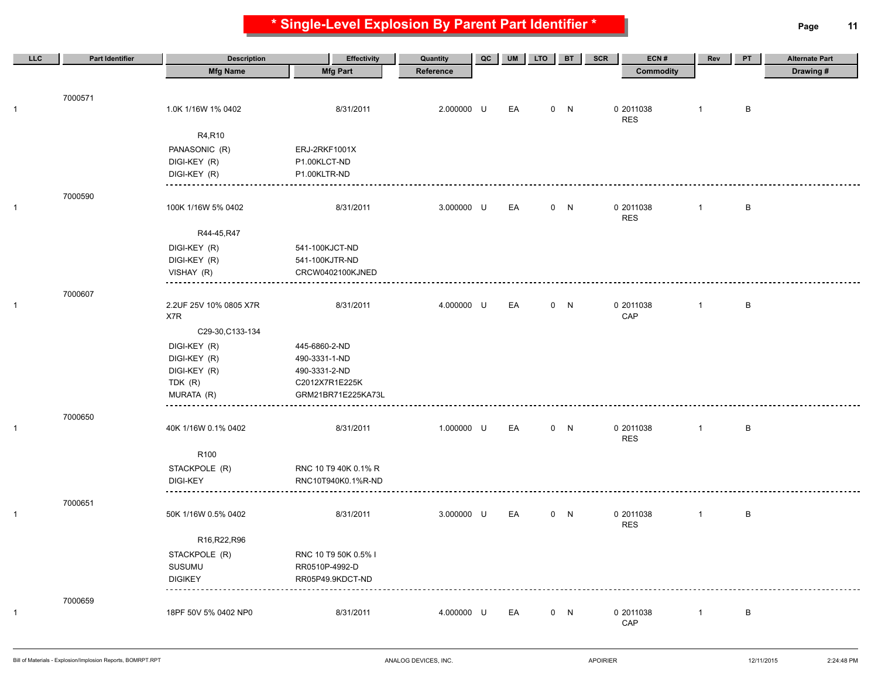# * Single-Level Explosion By Parent Part Identifier *

| LLC | Part Identifier | Description / Mfg Name | Effectivity / Mfg Part | Quantity / Reference | QC | UM | LTO | BT | SCR | ECN # / Commodity | Rev | PT | Alternate Part / Drawing # |
|---|---|---|---|---|---|---|---|---|---|---|---|---|---|
| | 7000571 | | | | | | | | | | | | |
| 1 | | 1.0K 1/16W 1% 0402 | 8/31/2011 | 2.000000 | U | EA | 0 | N | | 0 2011038 RES | 1 | B | |
| | | R4,R10 | | | | | | | | | | | |
| | | PANASONIC (R) | ERJ-2RKF1001X | | | | | | | | | | |
| | | DIGI-KEY (R) | P1.00KLCT-ND | | | | | | | | | | |
| | | DIGI-KEY (R) | P1.00KLTR-ND | | | | | | | | | | |
| | 7000590 | | | | | | | | | | | | |
| 1 | | 100K 1/16W 5% 0402 | 8/31/2011 | 3.000000 | U | EA | 0 | N | | 0 2011038 RES | 1 | B | |
| | | R44-45,R47 | | | | | | | | | | | |
| | | DIGI-KEY (R) | 541-100KJCT-ND | | | | | | | | | | |
| | | DIGI-KEY (R) | 541-100KJTR-ND | | | | | | | | | | |
| | | VISHAY (R) | CRCW0402100KJNED | | | | | | | | | | |
| | 7000607 | | | | | | | | | | | | |
| 1 | | 2.2UF 25V 10% 0805 X7R X7R | 8/31/2011 | 4.000000 | U | EA | 0 | N | | 0 2011038 CAP | 1 | B | |
| | | C29-30,C133-134 | | | | | | | | | | | |
| | | DIGI-KEY (R) | 445-6860-2-ND | | | | | | | | | | |
| | | DIGI-KEY (R) | 490-3331-1-ND | | | | | | | | | | |
| | | DIGI-KEY (R) | 490-3331-2-ND | | | | | | | | | | |
| | | TDK (R) | C2012X7R1E225K | | | | | | | | | | |
| | | MURATA (R) | GRM21BR71E225KA73L | | | | | | | | | | |
| | 7000650 | | | | | | | | | | | | |
| 1 | | 40K 1/16W 0.1% 0402 | 8/31/2011 | 1.000000 | U | EA | 0 | N | | 0 2011038 RES | 1 | B | |
| | | R100 | | | | | | | | | | | |
| | | STACKPOLE (R) | RNC 10 T9 40K 0.1% R | | | | | | | | | | |
| | | DIGI-KEY | RNC10T940K0.1%R-ND | | | | | | | | | | |
| | 7000651 | | | | | | | | | | | | |
| 1 | | 50K 1/16W 0.5% 0402 | 8/31/2011 | 3.000000 | U | EA | 0 | N | | 0 2011038 RES | 1 | B | |
| | | R16,R22,R96 | | | | | | | | | | | |
| | | STACKPOLE (R) | RNC 10 T9 50K 0.5% I | | | | | | | | | | |
| | | SUSUMU | RR0510P-4992-D | | | | | | | | | | |
| | | DIGIKEY | RR05P49.9KDCT-ND | | | | | | | | | | |
| | 7000659 | | | | | | | | | | | | |
| 1 | | 18PF 50V 5% 0402 NP0 | 8/31/2011 | 4.000000 | U | EA | 0 | N | | 0 2011038 CAP | 1 | B | |

Bill of Materials - Explosion/Implosion Reports, BOMRPT.RPT — ANALOG DEVICES, INC. — APOIRIER — 12/11/2015 — 2:24:48 PM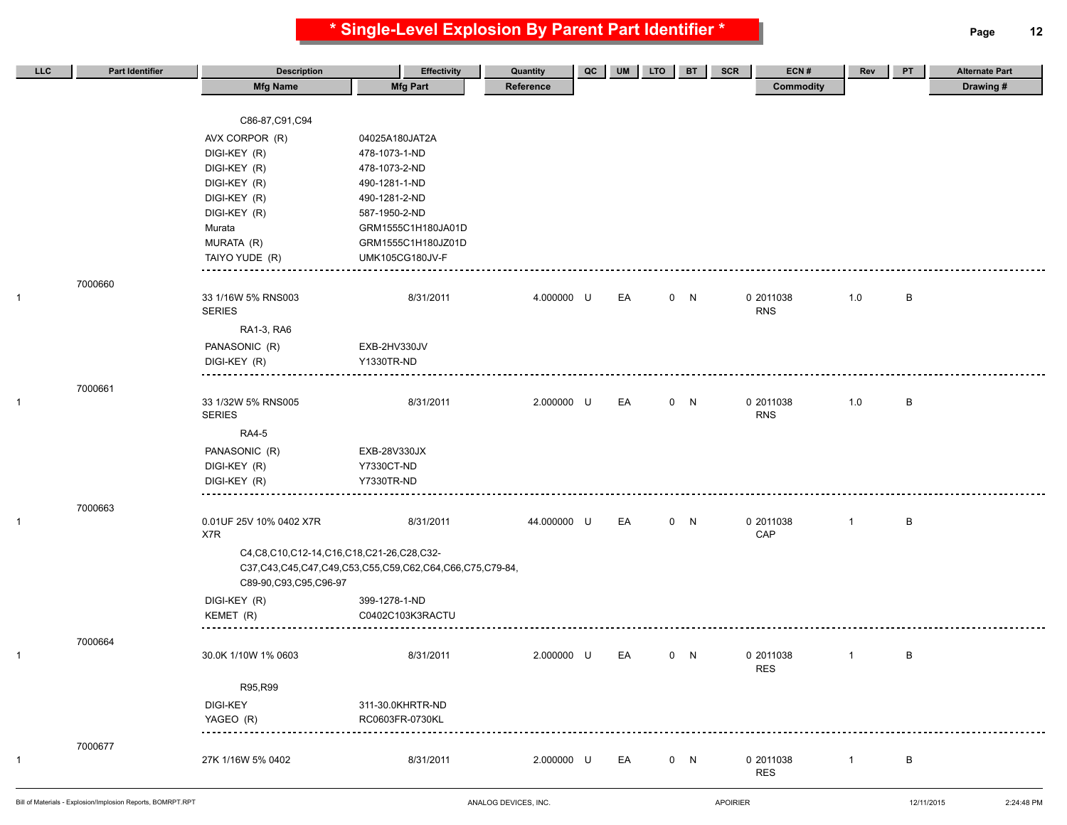# * Single-Level Explosion By Parent Part Identifier *

| LLC | Part Identifier | Description | Effectivity | Quantity | QC | UM | LTO | BT | SCR | ECN # | Rev | PT | Alternate Part |
|---|---|---|---|---|---|---|---|---|---|---|---|---|---|
| | | Mfg Name | Mfg Part | Reference | | | | | | Commodity | | | Drawing # |
| | | C86-87,C91,C94 | | | | | | | | | | | |
| | | AVX CORPOR (R) | 04025A180JAT2A | | | | | | | | | | |
| | | DIGI-KEY (R) | 478-1073-1-ND | | | | | | | | | | |
| | | DIGI-KEY (R) | 478-1073-2-ND | | | | | | | | | | |
| | | DIGI-KEY (R) | 490-1281-1-ND | | | | | | | | | | |
| | | DIGI-KEY (R) | 490-1281-2-ND | | | | | | | | | | |
| | | DIGI-KEY (R) | 587-1950-2-ND | | | | | | | | | | |
| | | Murata | GRM1555C1H180JA01D | | | | | | | | | | |
| | | MURATA (R) | GRM1555C1H180JZ01D | | | | | | | | | | |
| | | TAIYO YUDE (R) | UMK105CG180JV-F | | | | | | | | | | |
| | 7000660 | | | | | | | | | | | | |
| 1 | | 33 1/16W 5% RNS003 SERIES | 8/31/2011 | 4.000000 | U | EA | 0 | N | 0 | 2011038 RNS | 1.0 | B | |
| | | RA1-3, RA6 | | | | | | | | | | | |
| | | PANASONIC (R) | EXB-2HV330JV | | | | | | | | | | |
| | | DIGI-KEY (R) | Y1330TR-ND | | | | | | | | | | |
| | 7000661 | | | | | | | | | | | | |
| 1 | | 33 1/32W 5% RNS005 SERIES | 8/31/2011 | 2.000000 | U | EA | 0 | N | 0 | 2011038 RNS | 1.0 | B | |
| | | RA4-5 | | | | | | | | | | | |
| | | PANASONIC (R) | EXB-28V330JX | | | | | | | | | | |
| | | DIGI-KEY (R) | Y7330CT-ND | | | | | | | | | | |
| | | DIGI-KEY (R) | Y7330TR-ND | | | | | | | | | | |
| | 7000663 | | | | | | | | | | | | |
| 1 | | 0.01UF 25V 10% 0402 X7R X7R | 8/31/2011 | 44.000000 | U | EA | 0 | N | 0 | 2011038 CAP | 1 | B | |
| | | C4,C8,C10,C12-14,C16,C18,C21-26,C28,C32-C37,C43,C45,C47,C49,C53,C55,C59,C62,C64,C66,C75,C79-84,C89-90,C93,C95,C96-97 | | | | | | | | | | | |
| | | DIGI-KEY (R) | 399-1278-1-ND | | | | | | | | | | |
| | | KEMET (R) | C0402C103K3RACTU | | | | | | | | | | |
| | 7000664 | | | | | | | | | | | | |
| 1 | | 30.0K 1/10W 1% 0603 | 8/31/2011 | 2.000000 | U | EA | 0 | N | 0 | 2011038 RES | 1 | B | |
| | | R95,R99 | | | | | | | | | | | |
| | | DIGI-KEY | 311-30.0KHRTR-ND | | | | | | | | | | |
| | | YAGEO (R) | RC0603FR-0730KL | | | | | | | | | | |
| | 7000677 | | | | | | | | | | | | |
| 1 | | 27K 1/16W 5% 0402 | 8/31/2011 | 2.000000 | U | EA | 0 | N | 0 | 2011038 RES | 1 | B | |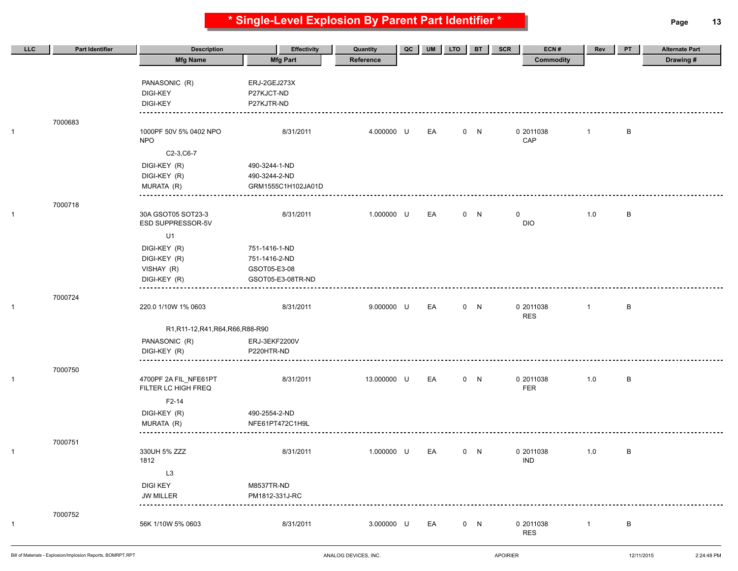# * Single-Level Explosion By Parent Part Identifier *

| LLC | Part Identifier | Description / Mfg Name | Effectivity / Mfg Part | Quantity / Reference | QC | UM | LTO | BT | SCR | ECN # / Commodity | Rev | PT | Alternate Part / Drawing # |
|---|---|---|---|---|---|---|---|---|---|---|---|---|---|
| | | PANASONIC (R) | ERJ-2GEJ273X | | | | | | | | | | |
| | | DIGI-KEY | P27KJCT-ND | | | | | | | | | | |
| | | DIGI-KEY | P27KJTR-ND | | | | | | | | | | |
| 1 | 7000683 | 1000PF 50V 5% 0402 NPO NPO | 8/31/2011 | 4.000000 | U | EA | 0 | N | 0 | 2011038 CAP | 1 | B | |
| | | C2-3,C6-7 | | | | | | | | | | | |
| | | DIGI-KEY (R) | 490-3244-1-ND | | | | | | | | | | |
| | | DIGI-KEY (R) | 490-3244-2-ND | | | | | | | | | | |
| | | MURATA (R) | GRM1555C1H102JA01D | | | | | | | | | | |
| 1 | 7000718 | 30A GSOT05 SOT23-3 ESD SUPPRESSOR-5V | 8/31/2011 | 1.000000 | U | EA | 0 | N | 0 | DIO | 1.0 | B | |
| | | U1 | | | | | | | | | | | |
| | | DIGI-KEY (R) | 751-1416-1-ND | | | | | | | | | | |
| | | DIGI-KEY (R) | 751-1416-2-ND | | | | | | | | | | |
| | | VISHAY (R) | GSOT05-E3-08 | | | | | | | | | | |
| | | DIGI-KEY (R) | GSOT05-E3-08TR-ND | | | | | | | | | | |
| 1 | 7000724 | 220.0 1/10W 1% 0603 | 8/31/2011 | 9.000000 | U | EA | 0 | N | 0 | 2011038 RES | 1 | B | |
| | | R1,R11-12,R41,R64,R66,R88-R90 | | | | | | | | | | | |
| | | PANASONIC (R) | ERJ-3EKF2200V | | | | | | | | | | |
| | | DIGI-KEY (R) | P220HTR-ND | | | | | | | | | | |
| 1 | 7000750 | 4700PF 2A FIL_NFE61PT FILTER LC HIGH FREQ | 8/31/2011 | 13.000000 | U | EA | 0 | N | 0 | 2011038 FER | 1.0 | B | |
| | | F2-14 | | | | | | | | | | | |
| | | DIGI-KEY (R) | 490-2554-2-ND | | | | | | | | | | |
| | | MURATA (R) | NFE61PT472C1H9L | | | | | | | | | | |
| 1 | 7000751 | 330UH 5% ZZZ 1812 | 8/31/2011 | 1.000000 | U | EA | 0 | N | 0 | 2011038 IND | 1.0 | B | |
| | | L3 | | | | | | | | | | | |
| | | DIGI KEY | M8537TR-ND | | | | | | | | | | |
| | | JW MILLER | PM1812-331J-RC | | | | | | | | | | |
| 1 | 7000752 | 56K 1/10W 5% 0603 | 8/31/2011 | 3.000000 | U | EA | 0 | N | 0 | 2011038 RES | 1 | B | |

Bill of Materials - Explosion/Implosion Reports, BOMRPT.RPT | ANALOG DEVICES, INC. | APOIRIER | 12/11/2015 | 2:24:48 PM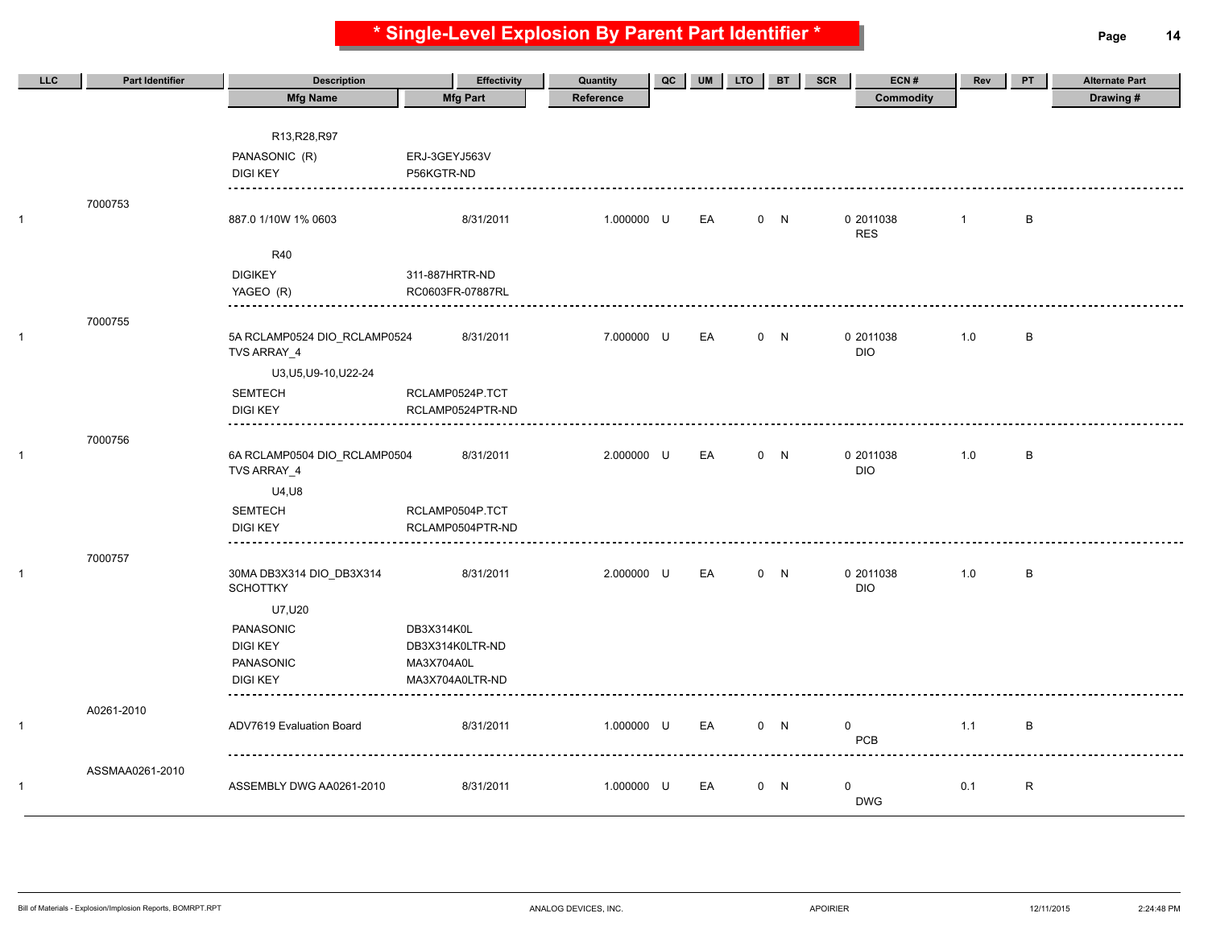# * Single-Level Explosion By Parent Part Identifier *

| LLC | Part Identifier | Description / Mfg Name | Effectivity / Mfg Part | Quantity / Reference | QC | UM | LTO | BT | SCR | ECN # / Commodity | Rev | PT | Alternate Part / Drawing # |
|---|---|---|---|---|---|---|---|---|---|---|---|---|---|
| | | R13,R28,R97 | | | | | | | | | | | |
| | | PANASONIC (R) | ERJ-3GEYJ563V | | | | | | | | | | |
| | | DIGI KEY | P56KGTR-ND | | | | | | | | | | |
| 1 | 7000753 | 887.0 1/10W 1% 0603 | 8/31/2011 | 1.000000 | U | EA | 0 | N | 0 | 2011038 RES | 1 | B | |
| | | R40 | | | | | | | | | | | |
| | | DIGIKEY | 311-887HRTR-ND | | | | | | | | | | |
| | | YAGEO (R) | RC0603FR-07887RL | | | | | | | | | | |
| 1 | 7000755 | 5A RCLAMP0524 DIO_RCLAMP0524 TVS ARRAY_4 | 8/31/2011 | 7.000000 | U | EA | 0 | N | 0 | 2011038 DIO | 1.0 | B | |
| | | U3,U5,U9-10,U22-24 | | | | | | | | | | | |
| | | SEMTECH | RCLAMP0524P.TCT | | | | | | | | | | |
| | | DIGI KEY | RCLAMP0524PTR-ND | | | | | | | | | | |
| 1 | 7000756 | 6A RCLAMP0504 DIO_RCLAMP0504 TVS ARRAY_4 | 8/31/2011 | 2.000000 | U | EA | 0 | N | 0 | 2011038 DIO | 1.0 | B | |
| | | U4,U8 | | | | | | | | | | | |
| | | SEMTECH | RCLAMP0504P.TCT | | | | | | | | | | |
| | | DIGI KEY | RCLAMP0504PTR-ND | | | | | | | | | | |
| 1 | 7000757 | 30MA DB3X314 DIO_DB3X314 SCHOTTKY | 8/31/2011 | 2.000000 | U | EA | 0 | N | 0 | 2011038 DIO | 1.0 | B | |
| | | U7,U20 | | | | | | | | | | | |
| | | PANASONIC | DB3X314K0L | | | | | | | | | | |
| | | DIGI KEY | DB3X314K0LTR-ND | | | | | | | | | | |
| | | PANASONIC | MA3X704A0L | | | | | | | | | | |
| | | DIGI KEY | MA3X704A0LTR-ND | | | | | | | | | | |
| 1 | A0261-2010 | ADV7619 Evaluation Board | 8/31/2011 | 1.000000 | U | EA | 0 | N | 0 | PCB | 1.1 | B | |
| 1 | ASSMAA0261-2010 | ASSEMBLY DWG AA0261-2010 | 8/31/2011 | 1.000000 | U | EA | 0 | N | 0 | DWG | 0.1 | R | |

Bill of Materials - Explosion/Implosion Reports, BOMRPT.RPT | ANALOG DEVICES, INC. | APOIRIER | 12/11/2015 | 2:24:48 PM